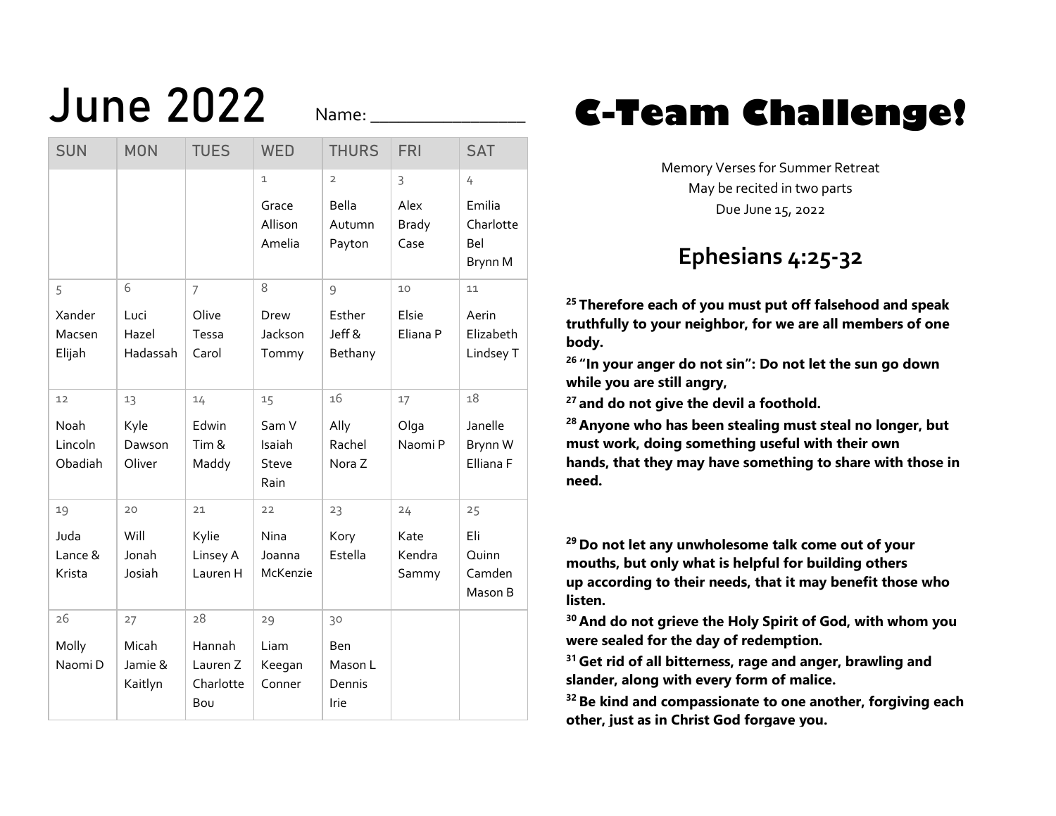# June 2022

Name: _______________

| SUN | MON | TUES | WED | THURS | FRI | SAT |
|---|---|---|---|---|---|---|
| | | | 1<br>Grace<br>Allison<br>Amelia | 2<br>Bella<br>Autumn<br>Payton | 3<br>Alex<br>Brady<br>Case | 4<br>Emilia<br>Charlotte<br>Bel<br>Brynn M |
| 5<br>Xander<br>Macsen<br>Elijah | 6<br>Luci<br>Hazel<br>Hadassah | 7<br>Olive<br>Tessa<br>Carol | 8<br>Drew<br>Jackson<br>Tommy | 9<br>Esther<br>Jeff &<br>Bethany | 10<br>Elsie<br>Eliana P | 11<br>Aerin<br>Elizabeth<br>Lindsey T |
| 12<br>Noah<br>Lincoln<br>Obadiah | 13<br>Kyle<br>Dawson<br>Oliver | 14<br>Edwin<br>Tim &<br>Maddy | 15<br>Sam V<br>Isaiah<br>Steve<br>Rain | 16<br>Ally<br>Rachel<br>Nora Z | 17<br>Olga<br>Naomi P | 18<br>Janelle<br>Brynn W<br>Elliana F |
| 19<br>Juda<br>Lance &<br>Krista | 20<br>Will<br>Jonah<br>Josiah | 21<br>Kylie<br>Linsey A<br>Lauren H | 22<br>Nina<br>Joanna<br>McKenzie | 23<br>Kory<br>Estella | 24<br>Kate<br>Kendra<br>Sammy | 25<br>Eli<br>Quinn<br>Camden<br>Mason B |
| 26<br>Molly<br>Naomi D | 27<br>Micah<br>Jamie &<br>Kaitlyn | 28<br>Hannah<br>Lauren Z<br>Charlotte<br>Bou | 29<br>Liam<br>Keegan<br>Conner | 30<br>Ben<br>Mason L<br>Dennis<br>Irie | | |

# C-Team Challenge!

Memory Verses for Summer Retreat
May be recited in two parts
Due June 15, 2022

## Ephesians 4:25-32

**25 Therefore each of you must put off falsehood and speak truthfully to your neighbor, for we are all members of one body.**

**26 "In your anger do not sin": Do not let the sun go down while you are still angry,**

**27 and do not give the devil a foothold.**

**28 Anyone who has been stealing must steal no longer, but must work, doing something useful with their own hands, that they may have something to share with those in need.**

**29 Do not let any unwholesome talk come out of your mouths, but only what is helpful for building others up according to their needs, that it may benefit those who listen.**

**30 And do not grieve the Holy Spirit of God, with whom you were sealed for the day of redemption.**

**31 Get rid of all bitterness, rage and anger, brawling and slander, along with every form of malice.**

**32 Be kind and compassionate to one another, forgiving each other, just as in Christ God forgave you.**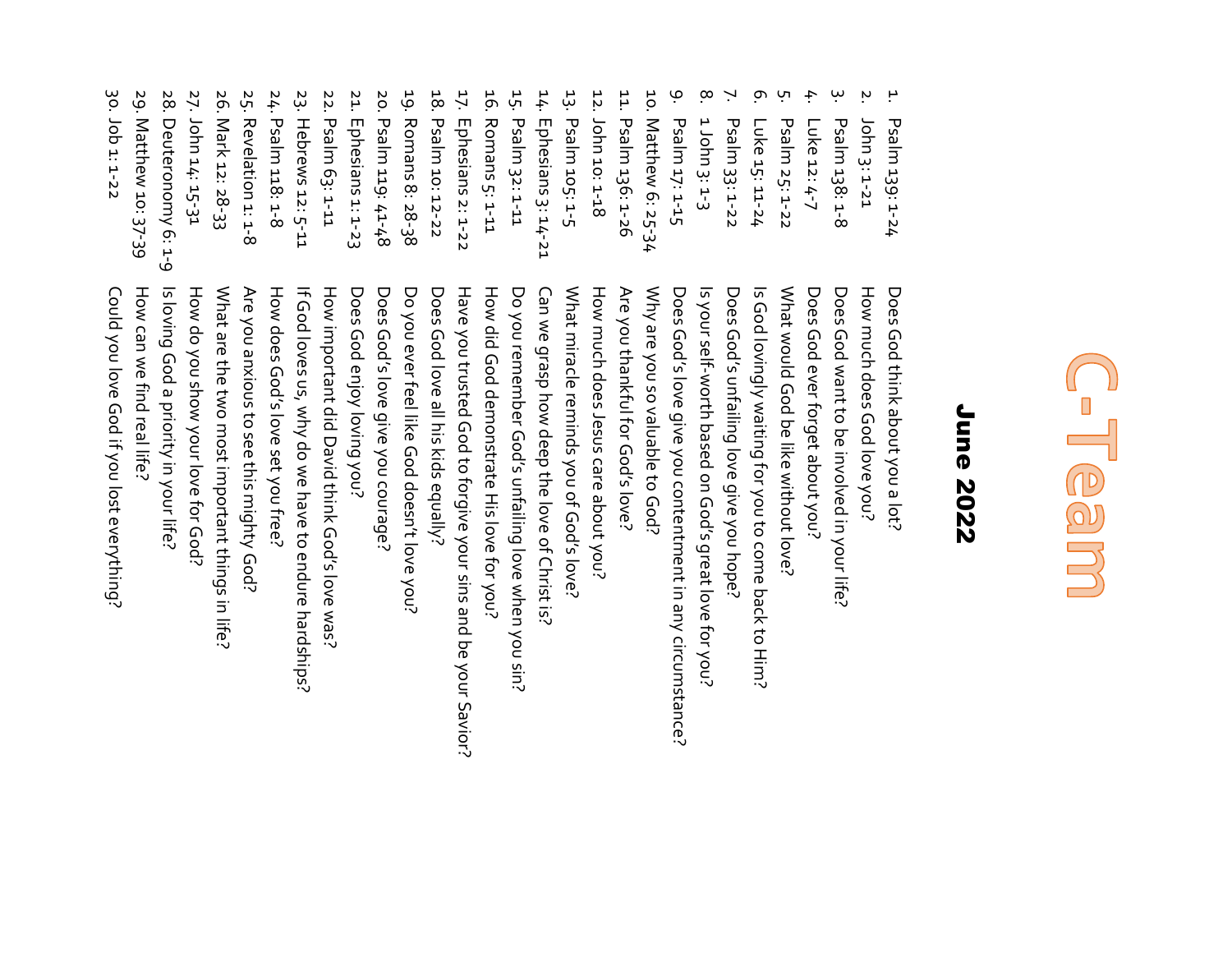# C-Team

## June 2022

| | | |
|---|---|---|
| 1. | Psalm 139: 1-24 | Does God think about you a lot? |
| 2. | John 3: 1-21 | How much does God love you? |
| 3. | Psalm 138: 1-8 | Does God want to be involved in your life? |
| 4. | Luke 12: 4-7 | Does God ever forget about you? |
| 5. | Psalm 25: 1-22 | What would God be like without love? |
| 6. | Luke 15: 11-24 | Is God lovingly waiting for you to come back to Him? |
| 7. | Psalm 33: 1-22 | Does God's unfailing love give you hope? |
| 8. | 1 John 3: 1-3 | Is your self-worth based on God's great love for you? |
| 9. | Psalm 17: 1-15 | Does God's love give you contentment in any circumstance? |
| 10. | Matthew 6: 25-34 | Why are you so valuable to God? |
| 11. | Psalm 136: 1-26 | Are you thankful for God's love? |
| 12. | John 10: 1-18 | How much does Jesus care about you? |
| 13. | Psalm 105: 1-5 | What miracle reminds you of God's love? |
| 14. | Ephesians 3: 14-21 | Can we grasp how deep the love of Christ is? |
| 15. | Psalm 32: 1-11 | Do you remember God's unfailing love when you sin? |
| 16. | Romans 5: 1-11 | How did God demonstrate His love for you? |
| 17. | Ephesians 2: 1-22 | Have you trusted God to forgive your sins and be your Savior? |
| 18. | Psalm 10: 12-22 | Does God love all his kids equally? |
| 19. | Romans 8: 28-38 | Do you ever feel like God doesn't love you? |
| 20. | Psalm 119: 41-48 | Does God's love give you courage? |
| 21. | Ephesians 1: 1-23 | Does God enjoy loving you? |
| 22. | Psalm 63: 1-11 | How important did David think God's love was? |
| 23. | Hebrews 12: 5-11 | If God loves us, why do we have to endure hardships? |
| 24. | Psalm 118: 1-8 | How does God's love set you free? |
| 25. | Revelation 1: 1-8 | Are you anxious to see this mighty God? |
| 26. | Mark 12: 28-33 | What are the two most important things in life? |
| 27. | John 14: 15-31 | How do you show your love for God? |
| 28. | Deuteronomy 6: 1-9 | Is loving God a priority in your life? |
| 29. | Matthew 10: 37-39 | How can we find real life? |
| 30. | Job 1: 1-22 | Could you love God if you lost everything? |